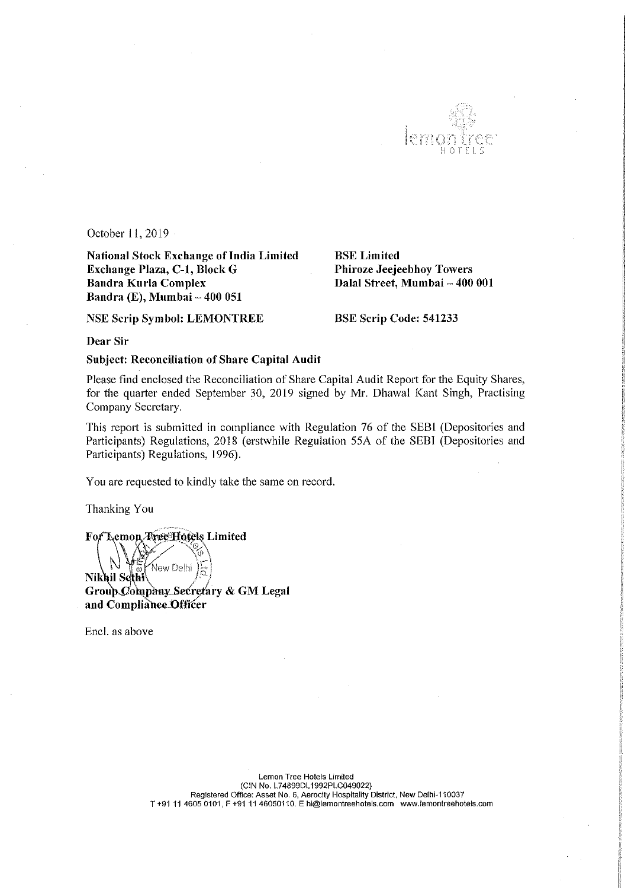October 11, 2019

**National Stock Exchange of India Limited**
**Exchange Plaza, C-1, Block G**
**Bandra Kurla Complex**
**Bandra (E), Mumbai – 400 051**

**NSE Scrip Symbol: LEMONTREE**

**BSE Limited**
**Phiroze Jeejeebhoy Towers**
**Dalal Street, Mumbai – 400 001**

**BSE Scrip Code: 541233**

**Dear Sir**

**Subject: Reconciliation of Share Capital Audit**

Please find enclosed the Reconciliation of Share Capital Audit Report for the Equity Shares, for the quarter ended September 30, 2019 signed by Mr. Dhawal Kant Singh, Practising Company Secretary.

This report is submitted in compliance with Regulation 76 of the SEBI (Depositories and Participants) Regulations, 2018 (erstwhile Regulation 55A of the SEBI (Depositories and Participants) Regulations, 1996).

You are requested to kindly take the same on record.

Thanking You

**For Lemon Tree Hotels Limited**

**Nikhil Sethi**
**Group Company Secretary & GM Legal and Compliance Officer**

Encl. as above

Lemon Tree Hotels Limited
(CIN No. L74899DL1992PLC049022)
Registered Office: Asset No. 6, Aerocity Hospitality District, New Delhi-110037
T +91 11 4605 0101, F +91 11 46050110. E hi@lemontreehotels.com www.lemontreehotels.com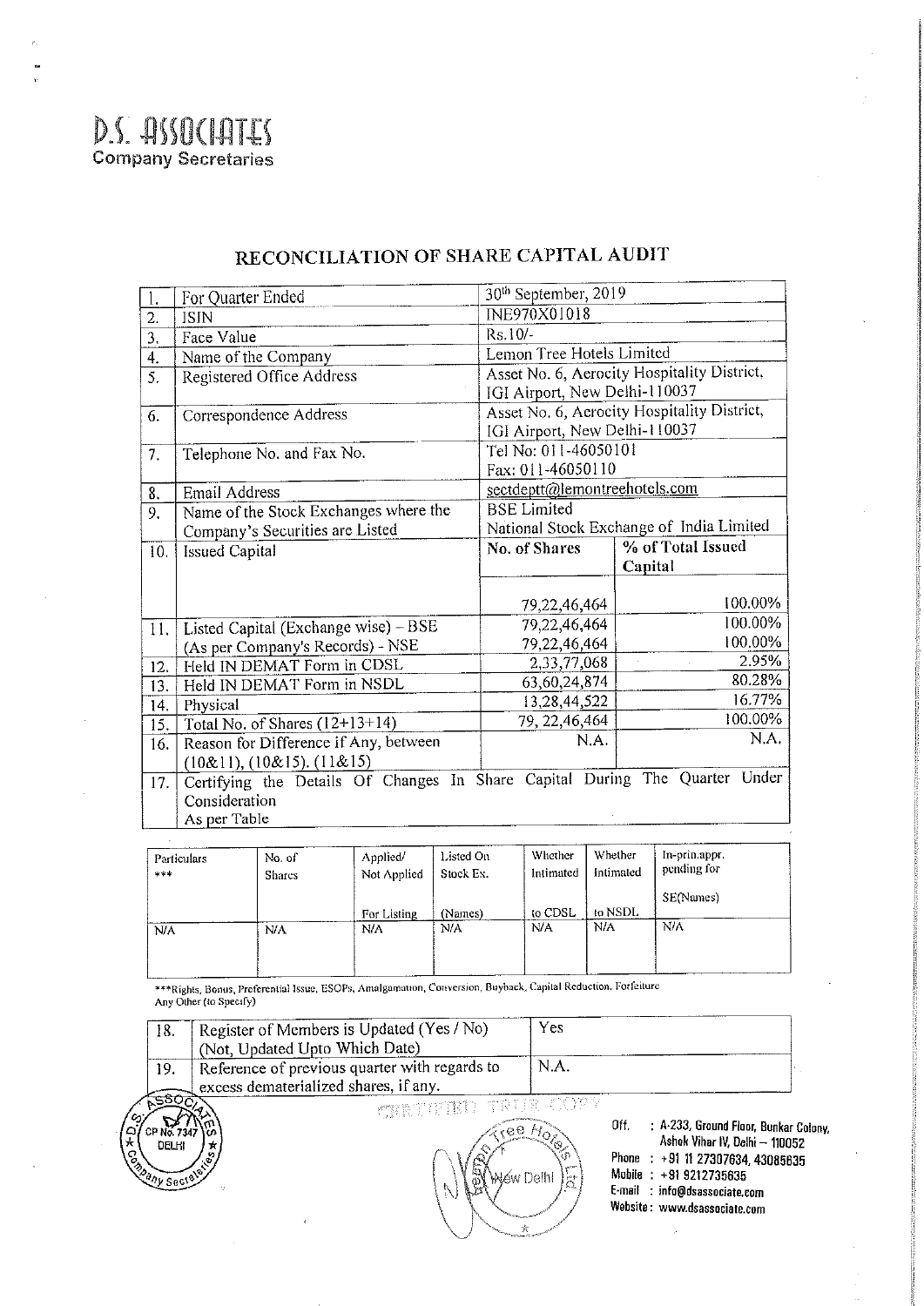D.S. ASSOCIATES
Company Secretaries

# RECONCILIATION OF SHARE CAPITAL AUDIT

| | | | |
|---|---|---|---|
| 1. | For Quarter Ended | 30th September, 2019 | |
| 2. | ISIN | INE970X01018 | |
| 3. | Face Value | Rs.10/- | |
| 4. | Name of the Company | Lemon Tree Hotels Limited | |
| 5. | Registered Office Address | Asset No. 6, Aerocity Hospitality District, IGI Airport, New Delhi-110037 | |
| 6. | Correspondence Address | Asset No. 6, Aerocity Hospitality District, IGI Airport, New Delhi-110037 | |
| 7. | Telephone No. and Fax No. | Tel No: 011-46050101<br>Fax: 011-46050110 | |
| 8. | Email Address | sectdeptt@lemontreehotels.com | |
| 9. | Name of the Stock Exchanges where the Company's Securities are Listed | BSE Limited<br>National Stock Exchange of India Limited | |
| 10. | Issued Capital | No. of Shares | % of Total Issued Capital |
| | | 79,22,46,464 | 100.00% |
| 11. | Listed Capital (Exchange wise) – BSE | 79,22,46,464 | 100.00% |
| | (As per Company's Records) - NSE | 79,22,46,464 | 100.00% |
| 12. | Held IN DEMAT Form in CDSL | 2,33,77,068 | 2.95% |
| 13. | Held IN DEMAT Form in NSDL | 63,60,24,874 | 80.28% |
| 14. | Physical | 13,28,44,522 | 16.77% |
| 15. | Total No. of Shares (12+13+14) | 79, 22,46,464 | 100.00% |
| 16. | Reason for Difference if Any, between (10&11), (10&15), (11&15) | N.A. | N.A. |
| 17. | Certifying the Details Of Changes In Share Capital During The Quarter Under Consideration<br>As per Table | | |

| Particulars *** | No. of Shares | Applied/ Not Applied For Listing | Listed On Stock Ex. (Names) | Whether Intimated to CDSL | Whether Intimated to NSDL | In-prin.appr. pending for SE(Names) |
|---|---|---|---|---|---|---|
| N/A | N/A | N/A | N/A | N/A | N/A | N/A |

***Rights, Bonus, Preferential Issue, ESOPs, Amalgamation, Conversion, Buyback, Capital Reduction, Forfeiture Any Other (to Specify)

| | | |
|---|---|---|
| 18. | Register of Members is Updated (Yes / No) (Not, Updated Upto Which Date) | Yes |
| 19. | Reference of previous quarter with regards to excess dematerialized shares, if any. | N.A. |

CERTIFIED TRUE COPY

Off. : A-233, Ground Floor, Bunkar Colony, Ashok Vihar IV, Delhi – 110052
Phone : +91 11 27307634, 43085635
Mobile : +91 9212735635
E-mail : info@dsassociate.com
Website : www.dsassociate.com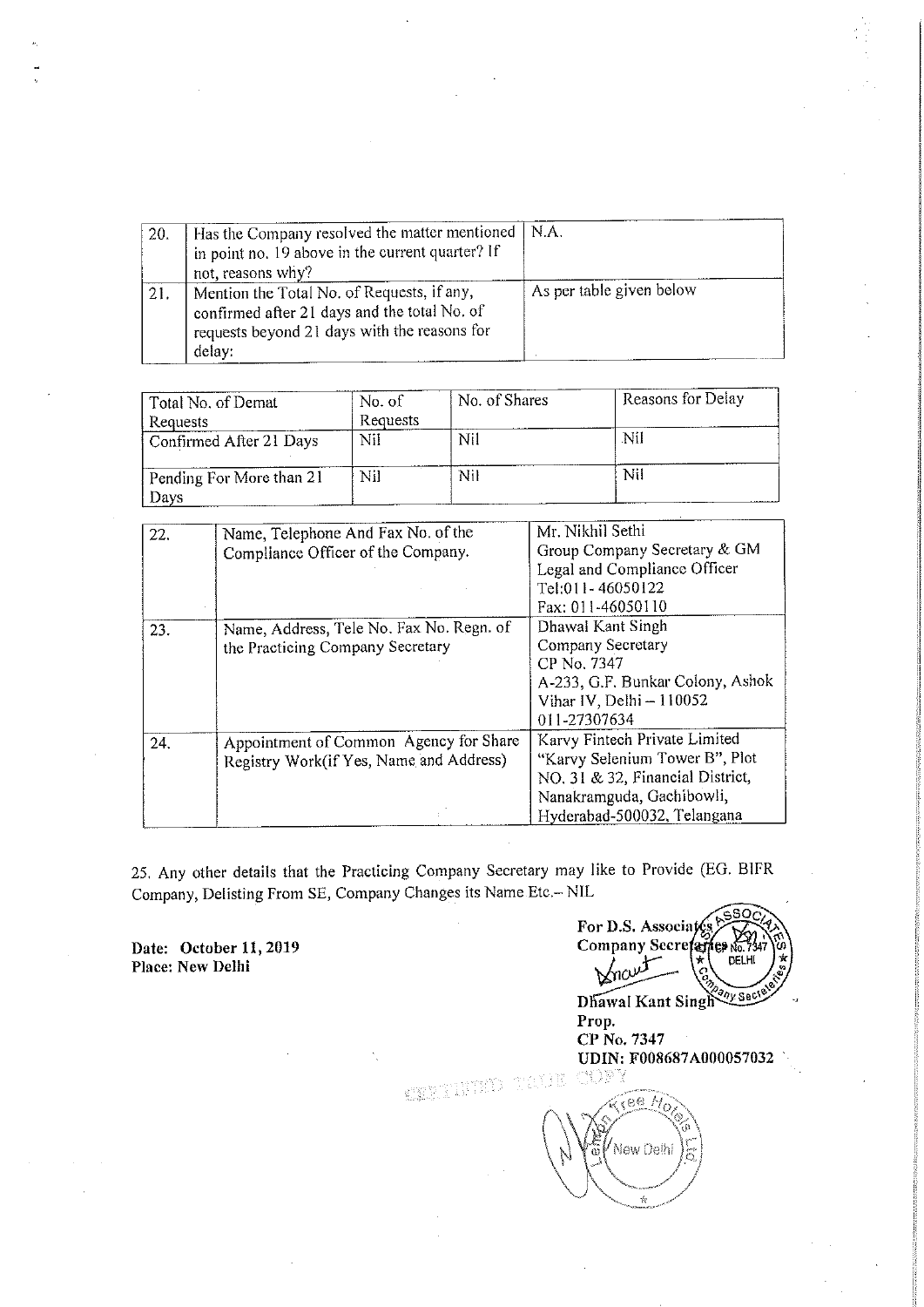| | | |
|---|---|---|
| 20. | Has the Company resolved the matter mentioned in point no. 19 above in the current quarter? If not, reasons why? | N.A. |
| 21. | Mention the Total No. of Requests, if any, confirmed after 21 days and the total No. of requests beyond 21 days with the reasons for delay: | As per table given below |

| Total No. of Demat Requests | No. of Requests | No. of Shares | Reasons for Delay |
|---|---|---|---|
| Confirmed After 21 Days | Nil | Nil | Nil |
| Pending For More than 21 Days | Nil | Nil | Nil |

| | | |
|---|---|---|
| 22. | Name, Telephone And Fax No. of the Compliance Officer of the Company. | Mr. Nikhil Sethi<br>Group Company Secretary & GM Legal and Compliance Officer<br>Tel:011-46050122<br>Fax: 011-46050110 |
| 23. | Name, Address, Tele No. Fax No. Regn. of the Practicing Company Secretary | Dhawal Kant Singh<br>Company Secretary<br>CP No. 7347<br>A-233, G.F. Bunkar Colony, Ashok Vihar IV, Delhi – 110052<br>011-27307634 |
| 24. | Appointment of Common Agency for Share Registry Work(if Yes, Name and Address) | Karvy Fintech Private Limited<br>"Karvy Selenium Tower B", Plot NO. 31 & 32, Financial District, Nanakramguda, Gachibowli, Hyderabad-500032, Telangana |

25. Any other details that the Practicing Company Secretary may like to Provide (EG. BIFR Company, Delisting From SE, Company Changes its Name Etc.– NIL

**Date: October 11, 2019**
**Place: New Delhi**

**For D.S. Associates**
**Company Secretaries**

**Dhawal Kant Singh**
**Prop.**
**CP No. 7347**
**UDIN: F008687A000057032**

CERTIFIED TRUE COPY